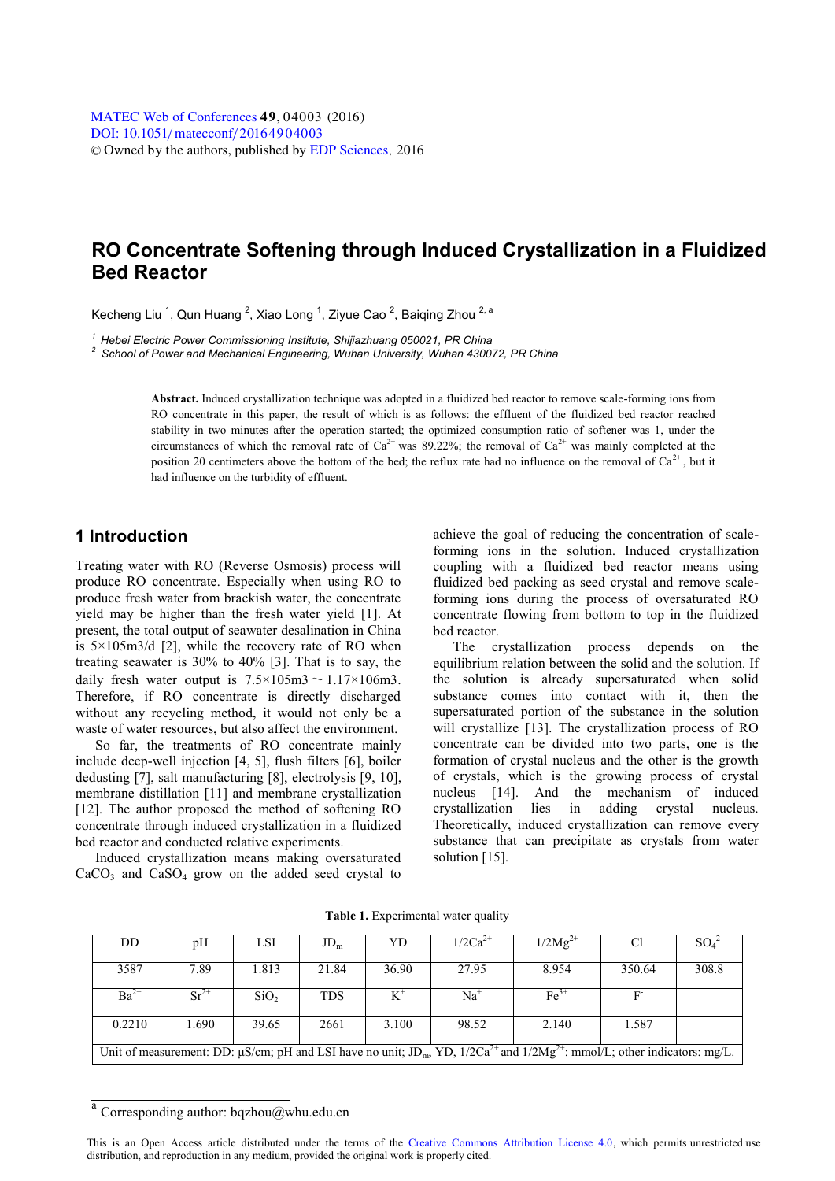# RO Concentrate Softening through Induced Crystallization in a Fluidized Bed Reactor

Kecheng Liu [1], Qun Huang [2], Xiao Long [1], Ziyue Cao [2], Baiqing Zhou [2, a]

[1] Hebei Electric Power Commissioning Institute, Shijiazhuang 050021, PR China
[2] School of Power and Mechanical Engineering, Wuhan University, Wuhan 430072, PR China

**Abstract.** Induced crystallization technique was adopted in a fluidized bed reactor to remove scale-forming ions from RO concentrate in this paper, the result of which is as follows: the effluent of the fluidized bed reactor reached stability in two minutes after the operation started; the optimized consumption ratio of softener was 1, under the circumstances of which the removal rate of $Ca^{2+}$ was 89.22%; the removal of $Ca^{2+}$ was mainly completed at the position 20 centimeters above the bottom of the bed; the reflux rate had no influence on the removal of $Ca^{2+}$, but it had influence on the turbidity of effluent.

## 1 Introduction

Treating water with RO (Reverse Osmosis) process will produce RO concentrate. Especially when using RO to produce fresh water from brackish water, the concentrate yield may be higher than the fresh water yield [1]. At present, the total output of seawater desalination in China is 5×105m3/d [2], while the recovery rate of RO when treating seawater is 30% to 40% [3]. That is to say, the daily fresh water output is 7.5×105m3～1.17×106m3. Therefore, if RO concentrate is directly discharged without any recycling method, it would not only be a waste of water resources, but also affect the environment.

So far, the treatments of RO concentrate mainly include deep-well injection [4, 5], flush filters [6], boiler dedusting [7], salt manufacturing [8], electrolysis [9, 10], membrane distillation [11] and membrane crystallization [12]. The author proposed the method of softening RO concentrate through induced crystallization in a fluidized bed reactor and conducted relative experiments.

Induced crystallization means making oversaturated $CaCO_3$ and $CaSO_4$ grow on the added seed crystal to achieve the goal of reducing the concentration of scale-forming ions in the solution. Induced crystallization coupling with a fluidized bed reactor means using fluidized bed packing as seed crystal and remove scale-forming ions during the process of oversaturated RO concentrate flowing from bottom to top in the fluidized bed reactor.

The crystallization process depends on the equilibrium relation between the solid and the solution. If the solution is already supersaturated when solid substance comes into contact with it, then the supersaturated portion of the substance in the solution will crystallize [13]. The crystallization process of RO concentrate can be divided into two parts, one is the formation of crystal nucleus and the other is the growth of crystals, which is the growing process of crystal nucleus [14]. And the mechanism of induced crystallization lies in adding crystal nucleus. Theoretically, induced crystallization can remove every substance that can precipitate as crystals from water solution [15].

**Table 1.** Experimental water quality

| DD | pH | LSI | $JD_m$ | YD | $1/2Ca^{2+}$ | $1/2Mg^{2+}$ | $Cl^-$ | $SO_4^{2-}$ |
|---|---|---|---|---|---|---|---|---|
| 3587 | 7.89 | 1.813 | 21.84 | 36.90 | 27.95 | 8.954 | 350.64 | 308.8 |
| $Ba^{2+}$ | $Sr^{2+}$ | $SiO_2$ | TDS | $K^+$ | $Na^+$ | $Fe^{3+}$ | $F^-$ | |
| 0.2210 | 1.690 | 39.65 | 2661 | 3.100 | 98.52 | 2.140 | 1.587 | |

Unit of measurement: DD: μS/cm; pH and LSI have no unit; $JD_m$, YD, $1/2Ca^{2+}$ and $1/2Mg^{2+}$: mmol/L; other indicators: mg/L.

[a] Corresponding author: bqzhou@whu.edu.cn

This is an Open Access article distributed under the terms of the Creative Commons Attribution License 4.0, which permits unrestricted use distribution, and reproduction in any medium, provided the original work is properly cited.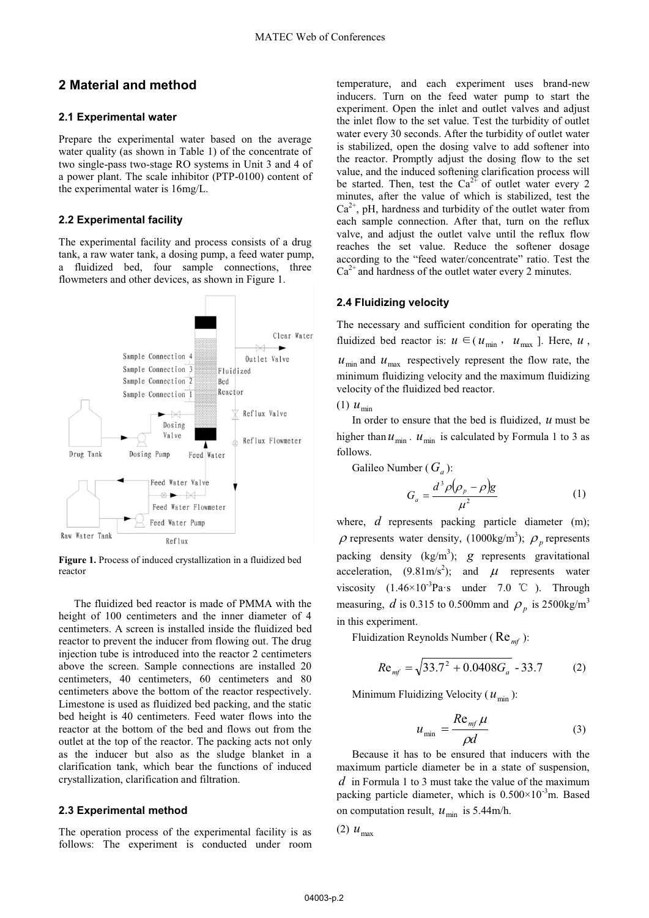## 2 Material and method

### 2.1 Experimental water

Prepare the experimental water based on the average water quality (as shown in Table 1) of the concentrate of two single-pass two-stage RO systems in Unit 3 and 4 of a power plant. The scale inhibitor (PTP-0100) content of the experimental water is 16mg/L.

### 2.2 Experimental facility

The experimental facility and process consists of a drug tank, a raw water tank, a dosing pump, a feed water pump, a fluidized bed, four sample connections, three flowmeters and other devices, as shown in Figure 1.

**Figure 1.** Process of induced crystallization in a fluidized bed reactor

The fluidized bed reactor is made of PMMA with the height of 100 centimeters and the inner diameter of 4 centimeters. A screen is installed inside the fluidized bed reactor to prevent the inducer from flowing out. The drug injection tube is introduced into the reactor 2 centimeters above the screen. Sample connections are installed 20 centimeters, 40 centimeters, 60 centimeters and 80 centimeters above the bottom of the reactor respectively. Limestone is used as fluidized bed packing, and the static bed height is 40 centimeters. Feed water flows into the reactor at the bottom of the bed and flows out from the outlet at the top of the reactor. The packing acts not only as the inducer but also as the sludge blanket in a clarification tank, which bear the functions of induced crystallization, clarification and filtration.

### 2.3 Experimental method

The operation process of the experimental facility is as follows: The experiment is conducted under room temperature, and each experiment uses brand-new inducers. Turn on the feed water pump to start the experiment. Open the inlet and outlet valves and adjust the inlet flow to the set value. Test the turbidity of outlet water every 30 seconds. After the turbidity of outlet water is stabilized, open the dosing valve to add softener into the reactor. Promptly adjust the dosing flow to the set value, and the induced softening clarification process will be started. Then, test the $Ca^{2+}$ of outlet water every 2 minutes, after the value of which is stabilized, test the $Ca^{2+}$, pH, hardness and turbidity of the outlet water from each sample connection. After that, turn on the reflux valve, and adjust the outlet valve until the reflux flow reaches the set value. Reduce the softener dosage according to the "feed water/concentrate" ratio. Test the $Ca^{2+}$ and hardness of the outlet water every 2 minutes.

### 2.4 Fluidizing velocity

The necessary and sufficient condition for operating the fluidized bed reactor is: $u \in (u_{\min}, u_{\max}]$. Here, $u$, $u_{\min}$ and $u_{\max}$ respectively represent the flow rate, the minimum fluidizing velocity and the maximum fluidizing velocity of the fluidized bed reactor.

(1) $u_{\min}$

In order to ensure that the bed is fluidized, $u$ must be higher than $u_{\min}$. $u_{\min}$ is calculated by Formula 1 to 3 as follows.

Galileo Number ($G_a$):

$$G_a = \frac{d^3 \rho (\rho_p - \rho) g}{\mu^2} \tag{1}$$

where, $d$ represents packing particle diameter (m); $\rho$ represents water density, (1000kg/m$^3$); $\rho_p$ represents packing density (kg/m$^3$); $g$ represents gravitational acceleration, (9.81m/s$^2$); and $\mu$ represents water viscosity ($1.46\times10^{-3}$Pa·s under 7.0 ℃). Through measuring, $d$ is 0.315 to 0.500mm and $\rho_p$ is 2500kg/m$^3$ in this experiment.

Fluidization Reynolds Number ($\mathrm{Re}_{mf}$):

$$Re_{mf} = \sqrt{33.7^2 + 0.0408 G_a} - 33.7 \tag{2}$$

Minimum Fluidizing Velocity ($u_{\min}$):

$$u_{\min} = \frac{Re_{mf}\,\mu}{\rho d} \tag{3}$$

Because it has to be ensured that inducers with the maximum particle diameter be in a state of suspension, $d$ in Formula 1 to 3 must take the value of the maximum packing particle diameter, which is $0.500\times10^{-3}$m. Based on computation result, $u_{\min}$ is 5.44m/h.

(2) $u_{\max}$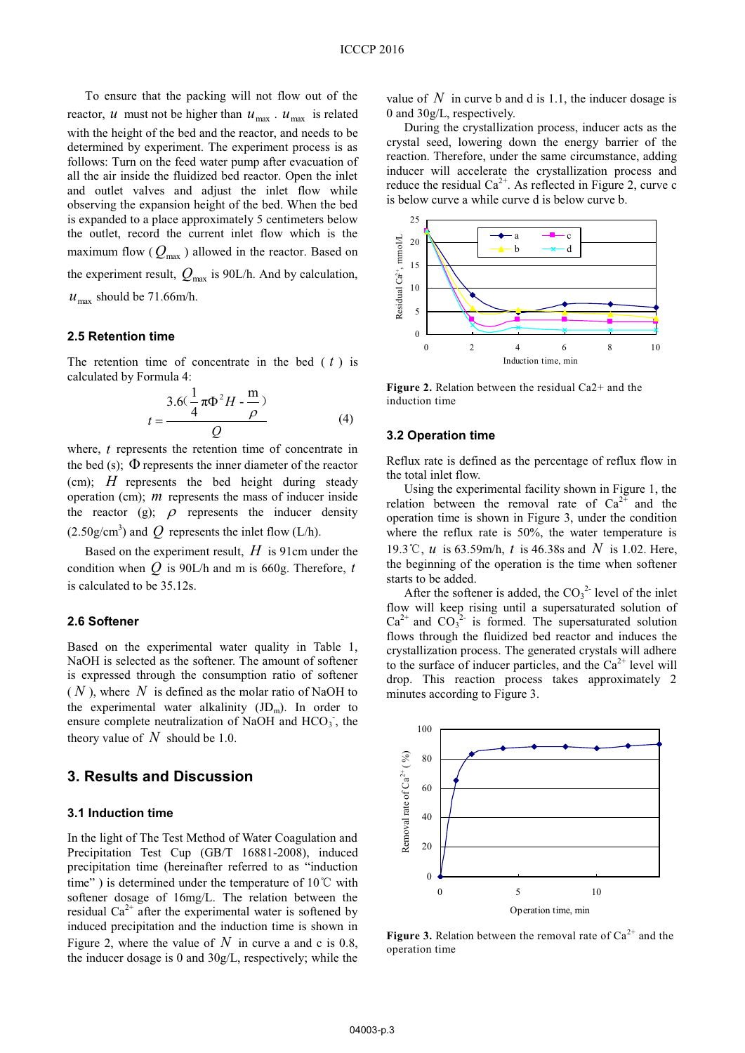To ensure that the packing will not flow out of the reactor, $u$ must not be higher than $u_{max}$. $u_{max}$ is related with the height of the bed and the reactor, and needs to be determined by experiment. The experiment process is as follows: Turn on the feed water pump after evacuation of all the air inside the fluidized bed reactor. Open the inlet and outlet valves and adjust the inlet flow while observing the expansion height of the bed. When the bed is expanded to a place approximately 5 centimeters below the outlet, record the current inlet flow which is the maximum flow ($Q_{max}$) allowed in the reactor. Based on the experiment result, $Q_{max}$ is 90L/h. And by calculation, $u_{max}$ should be 71.66m/h.

### 2.5 Retention time

The retention time of concentrate in the bed ($t$) is calculated by Formula 4:

$$t = \frac{3.6(\frac{1}{4}\pi\Phi^2 H - \frac{m}{\rho})}{Q} \tag{4}$$

where, $t$ represents the retention time of concentrate in the bed (s); $\Phi$ represents the inner diameter of the reactor (cm); $H$ represents the bed height during steady operation (cm); $m$ represents the mass of inducer inside the reactor (g); $\rho$ represents the inducer density (2.50g/cm$^3$) and $Q$ represents the inlet flow (L/h).

Based on the experiment result, $H$ is 91cm under the condition when $Q$ is 90L/h and m is 660g. Therefore, $t$ is calculated to be 35.12s.

### 2.6 Softener

Based on the experimental water quality in Table 1, NaOH is selected as the softener. The amount of softener is expressed through the consumption ratio of softener ($N$), where $N$ is defined as the molar ratio of NaOH to the experimental water alkalinity ($JD_m$). In order to ensure complete neutralization of NaOH and $HCO_3^-$, the theory value of $N$ should be 1.0.

## 3. Results and Discussion

### 3.1 Induction time

In the light of The Test Method of Water Coagulation and Precipitation Test Cup (GB/T 16881-2008), induced precipitation time (hereinafter referred to as "induction time") is determined under the temperature of 10℃ with softener dosage of 16mg/L. The relation between the residual $Ca^{2+}$ after the experimental water is softened by induced precipitation and the induction time is shown in Figure 2, where the value of $N$ in curve a and c is 0.8, the inducer dosage is 0 and 30g/L, respectively; while the value of $N$ in curve b and d is 1.1, the inducer dosage is 0 and 30g/L, respectively.

During the crystallization process, inducer acts as the crystal seed, lowering down the energy barrier of the reaction. Therefore, under the same circumstance, adding inducer will accelerate the crystallization process and reduce the residual $Ca^{2+}$. As reflected in Figure 2, curve c is below curve a while curve d is below curve b.

**Figure 2.** Relation between the residual Ca2+ and the induction time

### 3.2 Operation time

Reflux rate is defined as the percentage of reflux flow in the total inlet flow.

Using the experimental facility shown in Figure 1, the relation between the removal rate of $Ca^{2+}$ and the operation time is shown in Figure 3, under the condition where the reflux rate is 50%, the water temperature is 19.3℃, $u$ is 63.59m/h, $t$ is 46.38s and $N$ is 1.02. Here, the beginning of the operation is the time when softener starts to be added.

After the softener is added, the $CO_3^{2-}$ level of the inlet flow will keep rising until a supersaturated solution of $Ca^{2+}$ and $CO_3^{2-}$ is formed. The supersaturated solution flows through the fluidized bed reactor and induces the crystallization process. The generated crystals will adhere to the surface of inducer particles, and the $Ca^{2+}$ level will drop. This reaction process takes approximately 2 minutes according to Figure 3.

**Figure 3.** Relation between the removal rate of $Ca^{2+}$ and the operation time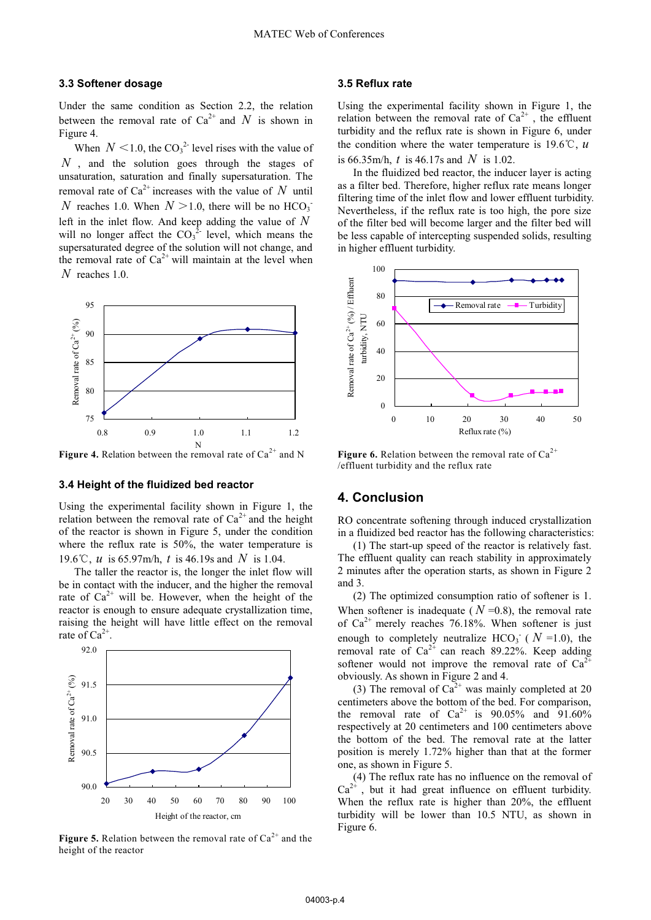### 3.3 Softener dosage

Under the same condition as Section 2.2, the relation between the removal rate of $Ca^{2+}$ and $N$ is shown in Figure 4.

When $N<1.0$, the $CO_3^{2-}$ level rises with the value of $N$, and the solution goes through the stages of unsaturation, saturation and finally supersaturation. The removal rate of $Ca^{2+}$ increases with the value of $N$ until $N$ reaches 1.0. When $N>1.0$, there will be no $HCO_3^-$ left in the inlet flow. And keep adding the value of $N$ will no longer affect the $CO_3^{2-}$ level, which means the supersaturated degree of the solution will not change, and the removal rate of $Ca^{2+}$ will maintain at the level when $N$ reaches 1.0.

**Figure 4.** Relation between the removal rate of $Ca^{2+}$ and N

### 3.4 Height of the fluidized bed reactor

Using the experimental facility shown in Figure 1, the relation between the removal rate of $Ca^{2+}$ and the height of the reactor is shown in Figure 5, under the condition where the reflux rate is 50%, the water temperature is 19.6℃, $u$ is 65.97m/h, $t$ is 46.19s and $N$ is 1.04.

The taller the reactor is, the longer the inlet flow will be in contact with the inducer, and the higher the removal rate of $Ca^{2+}$ will be. However, when the height of the reactor is enough to ensure adequate crystallization time, raising the height will have little effect on the removal rate of $Ca^{2+}$.

**Figure 5.** Relation between the removal rate of $Ca^{2+}$ and the height of the reactor

### 3.5 Reflux rate

Using the experimental facility shown in Figure 1, the relation between the removal rate of $Ca^{2+}$, the effluent turbidity and the reflux rate is shown in Figure 6, under the condition where the water temperature is 19.6℃, $u$ is 66.35m/h, $t$ is 46.17s and $N$ is 1.02.

In the fluidized bed reactor, the inducer layer is acting as a filter bed. Therefore, higher reflux rate means longer filtering time of the inlet flow and lower effluent turbidity. Nevertheless, if the reflux rate is too high, the pore size of the filter bed will become larger and the filter bed will be less capable of intercepting suspended solids, resulting in higher effluent turbidity.

**Figure 6.** Relation between the removal rate of $Ca^{2+}$ /effluent turbidity and the reflux rate

## 4. Conclusion

RO concentrate softening through induced crystallization in a fluidized bed reactor has the following characteristics:

(1) The start-up speed of the reactor is relatively fast. The effluent quality can reach stability in approximately 2 minutes after the operation starts, as shown in Figure 2 and 3.

(2) The optimized consumption ratio of softener is 1. When softener is inadequate ($N$ =0.8), the removal rate of $Ca^{2+}$ merely reaches 76.18%. When softener is just enough to completely neutralize $HCO_3^-$ ($N$ =1.0), the removal rate of $Ca^{2+}$ can reach 89.22%. Keep adding softener would not improve the removal rate of $Ca^{2+}$ obviously. As shown in Figure 2 and 4.

(3) The removal of $Ca^{2+}$ was mainly completed at 20 centimeters above the bottom of the bed. For comparison, the removal rate of $Ca^{2+}$ is 90.05% and 91.60% respectively at 20 centimeters and 100 centimeters above the bottom of the bed. The removal rate at the latter position is merely 1.72% higher than that at the former one, as shown in Figure 5.

(4) The reflux rate has no influence on the removal of $Ca^{2+}$, but it had great influence on effluent turbidity. When the reflux rate is higher than 20%, the effluent turbidity will be lower than 10.5 NTU, as shown in Figure 6.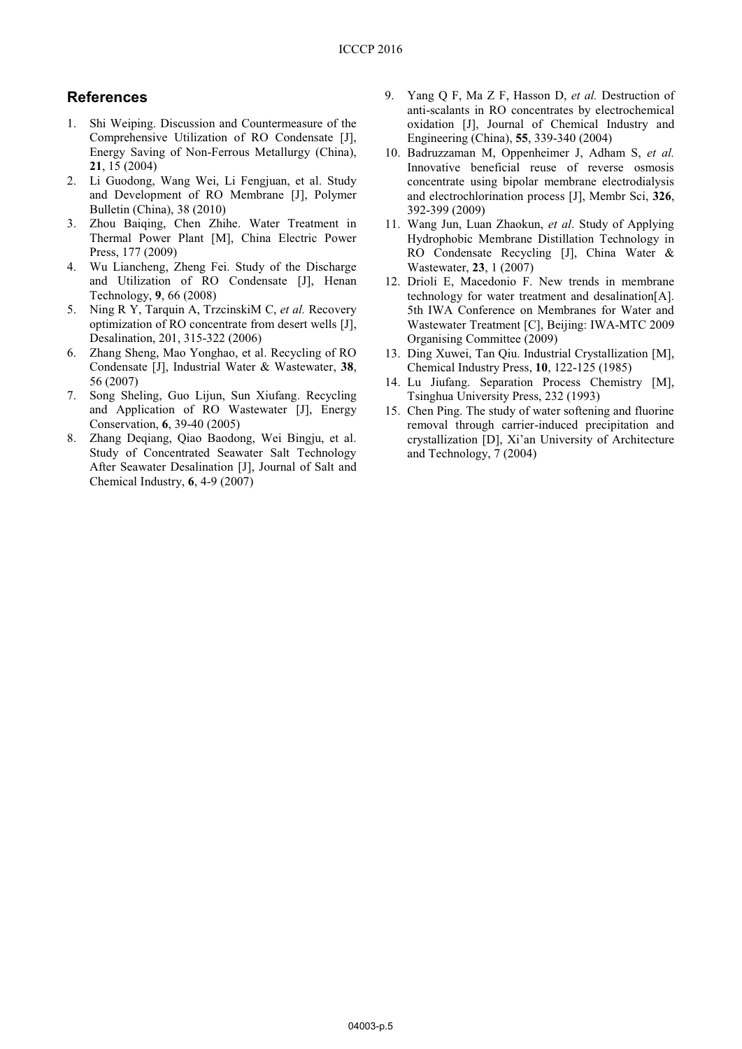## References

1. Shi Weiping. Discussion and Countermeasure of the Comprehensive Utilization of RO Condensate [J], Energy Saving of Non-Ferrous Metallurgy (China), **21**, 15 (2004)
2. Li Guodong, Wang Wei, Li Fengjuan, et al. Study and Development of RO Membrane [J], Polymer Bulletin (China), 38 (2010)
3. Zhou Baiqing, Chen Zhihe. Water Treatment in Thermal Power Plant [M], China Electric Power Press, 177 (2009)
4. Wu Liancheng, Zheng Fei. Study of the Discharge and Utilization of RO Condensate [J], Henan Technology, **9**, 66 (2008)
5. Ning R Y, Tarquin A, TrzcinskiM C, *et al.* Recovery optimization of RO concentrate from desert wells [J], Desalination, 201, 315-322 (2006)
6. Zhang Sheng, Mao Yonghao, et al. Recycling of RO Condensate [J], Industrial Water & Wastewater, **38**, 56 (2007)
7. Song Sheling, Guo Lijun, Sun Xiufang. Recycling and Application of RO Wastewater [J], Energy Conservation, **6**, 39-40 (2005)
8. Zhang Deqiang, Qiao Baodong, Wei Bingju, et al. Study of Concentrated Seawater Salt Technology After Seawater Desalination [J], Journal of Salt and Chemical Industry, **6**, 4-9 (2007)
9. Yang Q F, Ma Z F, Hasson D, *et al.* Destruction of anti-scalants in RO concentrates by electrochemical oxidation [J], Journal of Chemical Industry and Engineering (China), **55**, 339-340 (2004)
10. Badruzzaman M, Oppenheimer J, Adham S, *et al.* Innovative beneficial reuse of reverse osmosis concentrate using bipolar membrane electrodialysis and electrochlorination process [J], Membr Sci, **326**, 392-399 (2009)
11. Wang Jun, Luan Zhaokun, *et al*. Study of Applying Hydrophobic Membrane Distillation Technology in RO Condensate Recycling [J], China Water & Wastewater, **23**, 1 (2007)
12. Drioli E, Macedonio F. New trends in membrane technology for water treatment and desalination[A]. 5th IWA Conference on Membranes for Water and Wastewater Treatment [C], Beijing: IWA-MTC 2009 Organising Committee (2009)
13. Ding Xuwei, Tan Qiu. Industrial Crystallization [M], Chemical Industry Press, **10**, 122-125 (1985)
14. Lu Jiufang. Separation Process Chemistry [M], Tsinghua University Press, 232 (1993)
15. Chen Ping. The study of water softening and fluorine removal through carrier-induced precipitation and crystallization [D], Xi'an University of Architecture and Technology, 7 (2004)